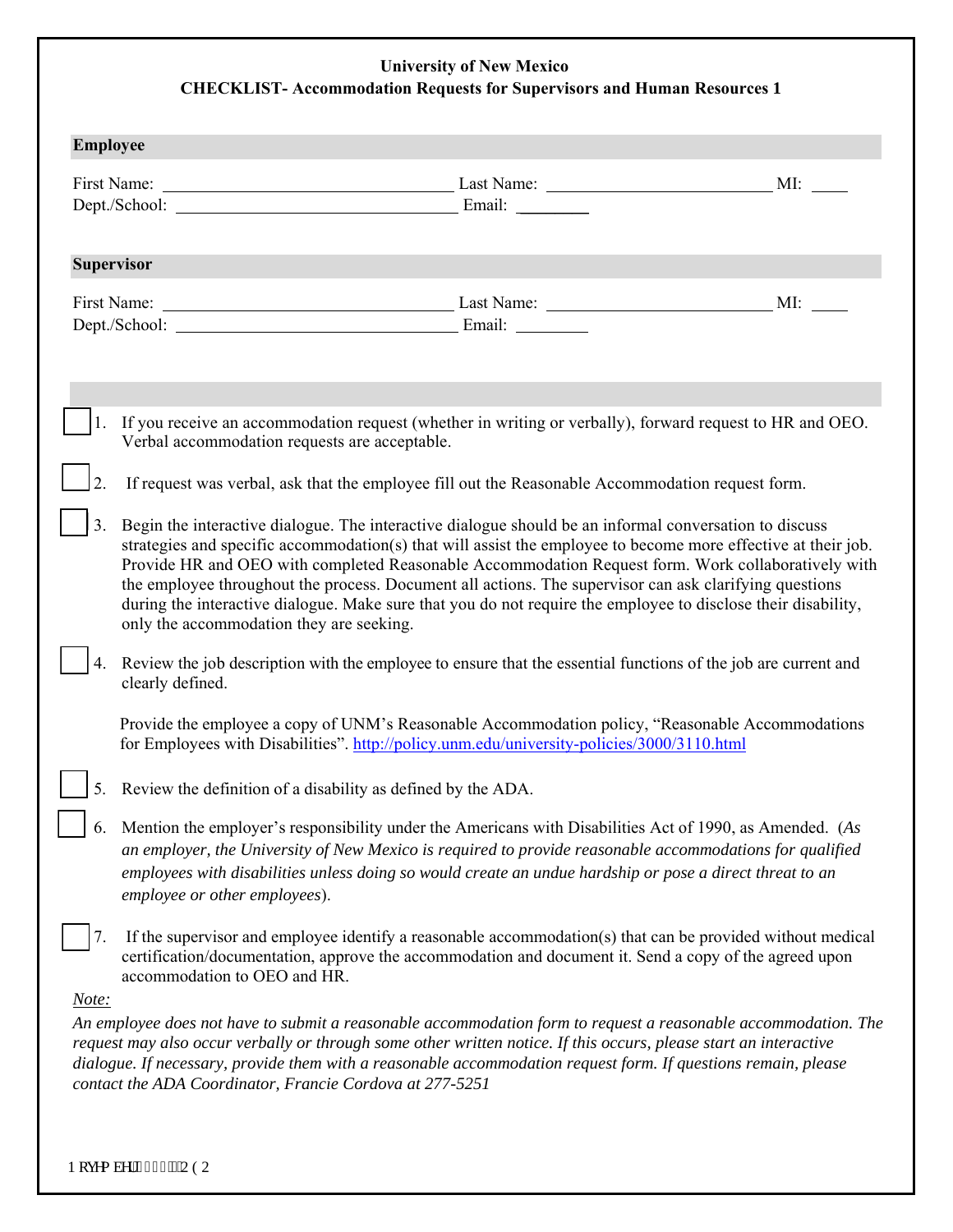# University of New Mexico
## CHECKLIST- Accommodation Requests for Supervisors and Human Resources 1

### Employee

First Name: ______________________ Last Name: ______________________ MI: ____
Dept./School: ______________________ Email: ________

### Supervisor

First Name: ______________________ Last Name: ______________________ MI: ____
Dept./School: ______________________ Email: ________

- [ ] 1. If you receive an accommodation request (whether in writing or verbally), forward request to HR and OEO. Verbal accommodation requests are acceptable.

- [ ] 2. If request was verbal, ask that the employee fill out the Reasonable Accommodation request form.

- [ ] 3. Begin the interactive dialogue. The interactive dialogue should be an informal conversation to discuss strategies and specific accommodation(s) that will assist the employee to become more effective at their job. Provide HR and OEO with completed Reasonable Accommodation Request form. Work collaboratively with the employee throughout the process. Document all actions. The supervisor can ask clarifying questions during the interactive dialogue. Make sure that you do not require the employee to disclose their disability, only the accommodation they are seeking.

- [ ] 4. Review the job description with the employee to ensure that the essential functions of the job are current and clearly defined.

   Provide the employee a copy of UNM's Reasonable Accommodation policy, "Reasonable Accommodations for Employees with Disabilities". http://policy.unm.edu/university-policies/3000/3110.html

- [ ] 5. Review the definition of a disability as defined by the ADA.

- [ ] 6. Mention the employer's responsibility under the Americans with Disabilities Act of 1990, as Amended. (*As an employer, the University of New Mexico is required to provide reasonable accommodations for qualified employees with disabilities unless doing so would create an undue hardship or pose a direct threat to an employee or other employees*).

- [ ] 7. If the supervisor and employee identify a reasonable accommodation(s) that can be provided without medical certification/documentation, approve the accommodation and document it. Send a copy of the agreed upon accommodation to OEO and HR.

*Note:*

*An employee does not have to submit a reasonable accommodation form to request a reasonable accommodation. The request may also occur verbally or through some other written notice. If this occurs, please start an interactive dialogue. If necessary, provide them with a reasonable accommodation request form. If questions remain, please contact the ADA Coordinator, Francie Cordova at 277-5251*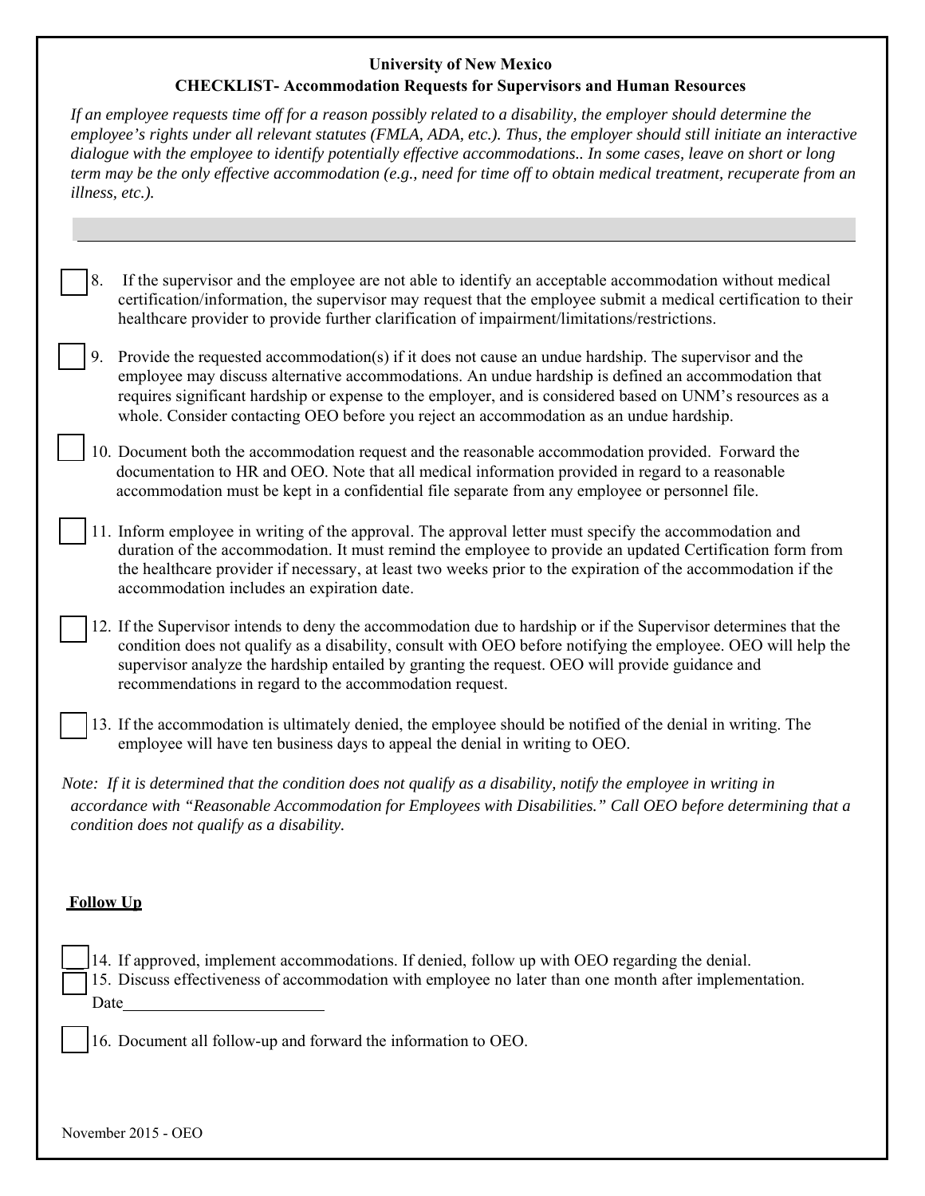**University of New Mexico**
**CHECKLIST- Accommodation Requests for Supervisors and Human Resources**

*If an employee requests time off for a reason possibly related to a disability, the employer should determine the employee's rights under all relevant statutes (FMLA, ADA, etc.). Thus, the employer should still initiate an interactive dialogue with the employee to identify potentially effective accommodations.. In some cases, leave on short or long term may be the only effective accommodation (e.g., need for time off to obtain medical treatment, recuperate from an illness, etc.).*

- [ ] 8. If the supervisor and the employee are not able to identify an acceptable accommodation without medical certification/information, the supervisor may request that the employee submit a medical certification to their healthcare provider to provide further clarification of impairment/limitations/restrictions.

- [ ] 9. Provide the requested accommodation(s) if it does not cause an undue hardship. The supervisor and the employee may discuss alternative accommodations. An undue hardship is defined an accommodation that requires significant hardship or expense to the employer, and is considered based on UNM's resources as a whole. Consider contacting OEO before you reject an accommodation as an undue hardship.

- [ ] 10. Document both the accommodation request and the reasonable accommodation provided. Forward the documentation to HR and OEO. Note that all medical information provided in regard to a reasonable accommodation must be kept in a confidential file separate from any employee or personnel file.

- [ ] 11. Inform employee in writing of the approval. The approval letter must specify the accommodation and duration of the accommodation. It must remind the employee to provide an updated Certification form from the healthcare provider if necessary, at least two weeks prior to the expiration of the accommodation if the accommodation includes an expiration date.

- [ ] 12. If the Supervisor intends to deny the accommodation due to hardship or if the Supervisor determines that the condition does not qualify as a disability, consult with OEO before notifying the employee. OEO will help the supervisor analyze the hardship entailed by granting the request. OEO will provide guidance and recommendations in regard to the accommodation request.

- [ ] 13. If the accommodation is ultimately denied, the employee should be notified of the denial in writing. The employee will have ten business days to appeal the denial in writing to OEO.

*Note: If it is determined that the condition does not qualify as a disability, notify the employee in writing in accordance with "Reasonable Accommodation for Employees with Disabilities." Call OEO before determining that a condition does not qualify as a disability.*

**Follow Up**

- [ ] 14. If approved, implement accommodations. If denied, follow up with OEO regarding the denial.
- [ ] 15. Discuss effectiveness of accommodation with employee no later than one month after implementation. Date________________________

- [ ] 16. Document all follow-up and forward the information to OEO.

November 2015 - OEO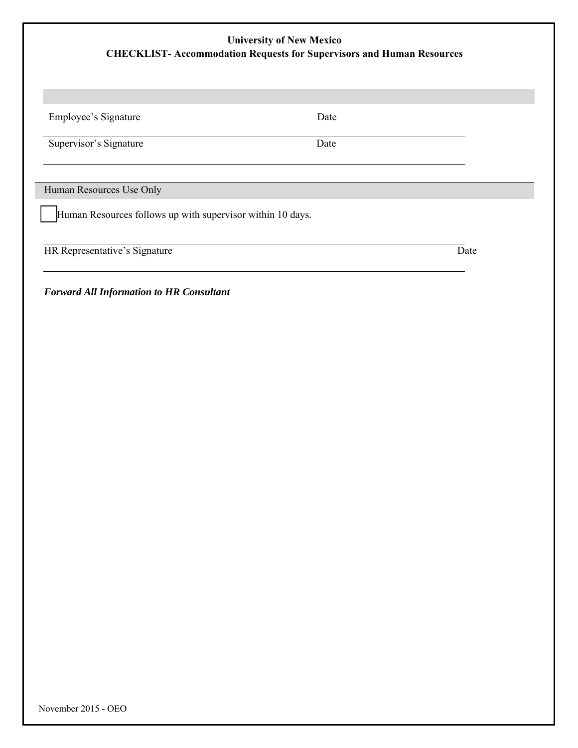**University of New Mexico**
**CHECKLIST- Accommodation Requests for Supervisors and Human Resources**

Employee's Signature Date

Supervisor's Signature Date

Human Resources Use Only

☐ Human Resources follows up with supervisor within 10 days.

HR Representative's Signature Date

***Forward All Information to HR Consultant***

November 2015 - OEO